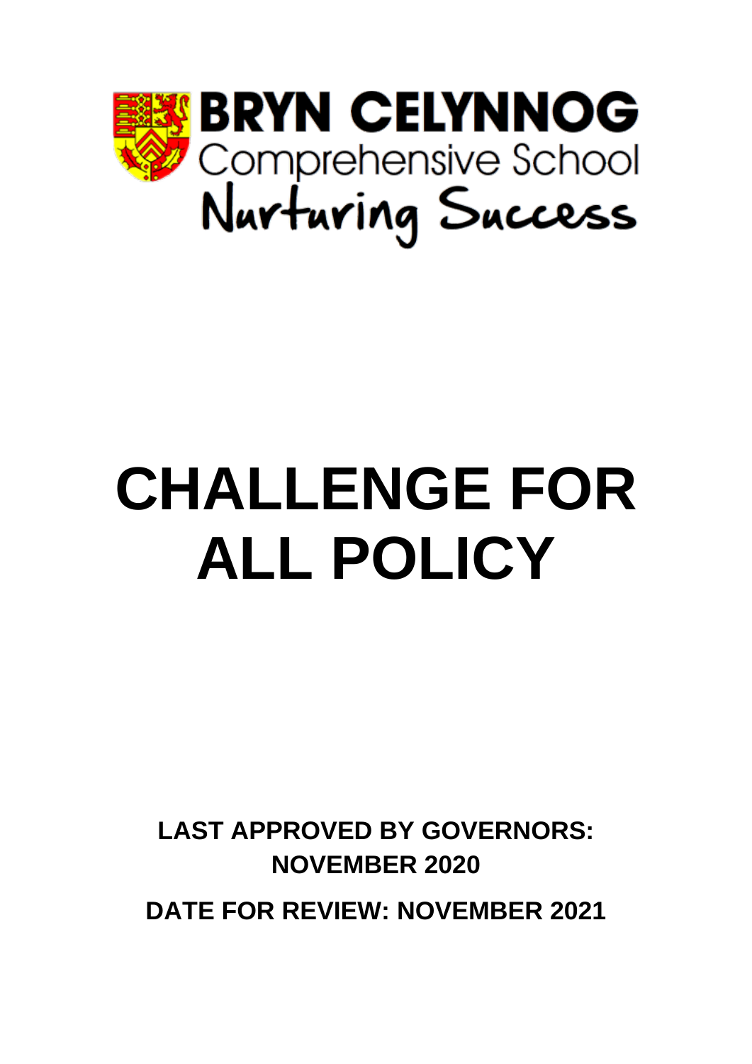BRYN CELYNNOG

Comprehensive School

Nurturing Success

# CHALLENGE FOR ALL POLICY

**LAST APPROVED BY GOVERNORS: NOVEMBER 2020**

**DATE FOR REVIEW: NOVEMBER 2021**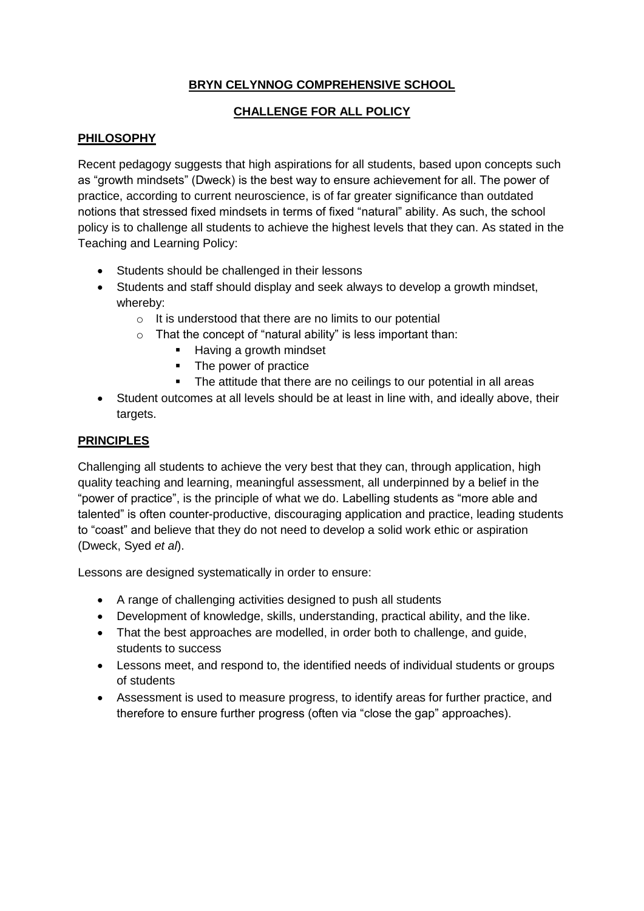**BRYN CELYNNOG COMPREHENSIVE SCHOOL**

**CHALLENGE FOR ALL POLICY**

## PHILOSOPHY

Recent pedagogy suggests that high aspirations for all students, based upon concepts such as "growth mindsets" (Dweck) is the best way to ensure achievement for all. The power of practice, according to current neuroscience, is of far greater significance than outdated notions that stressed fixed mindsets in terms of fixed "natural" ability. As such, the school policy is to challenge all students to achieve the highest levels that they can. As stated in the Teaching and Learning Policy:

- Students should be challenged in their lessons
- Students and staff should display and seek always to develop a growth mindset, whereby:
  - It is understood that there are no limits to our potential
  - That the concept of "natural ability" is less important than:
    - Having a growth mindset
    - The power of practice
    - The attitude that there are no ceilings to our potential in all areas
- Student outcomes at all levels should be at least in line with, and ideally above, their targets.

## PRINCIPLES

Challenging all students to achieve the very best that they can, through application, high quality teaching and learning, meaningful assessment, all underpinned by a belief in the "power of practice", is the principle of what we do. Labelling students as "more able and talented" is often counter-productive, discouraging application and practice, leading students to "coast" and believe that they do not need to develop a solid work ethic or aspiration (Dweck, Syed *et al*).

Lessons are designed systematically in order to ensure:

- A range of challenging activities designed to push all students
- Development of knowledge, skills, understanding, practical ability, and the like.
- That the best approaches are modelled, in order both to challenge, and guide, students to success
- Lessons meet, and respond to, the identified needs of individual students or groups of students
- Assessment is used to measure progress, to identify areas for further practice, and therefore to ensure further progress (often via "close the gap" approaches).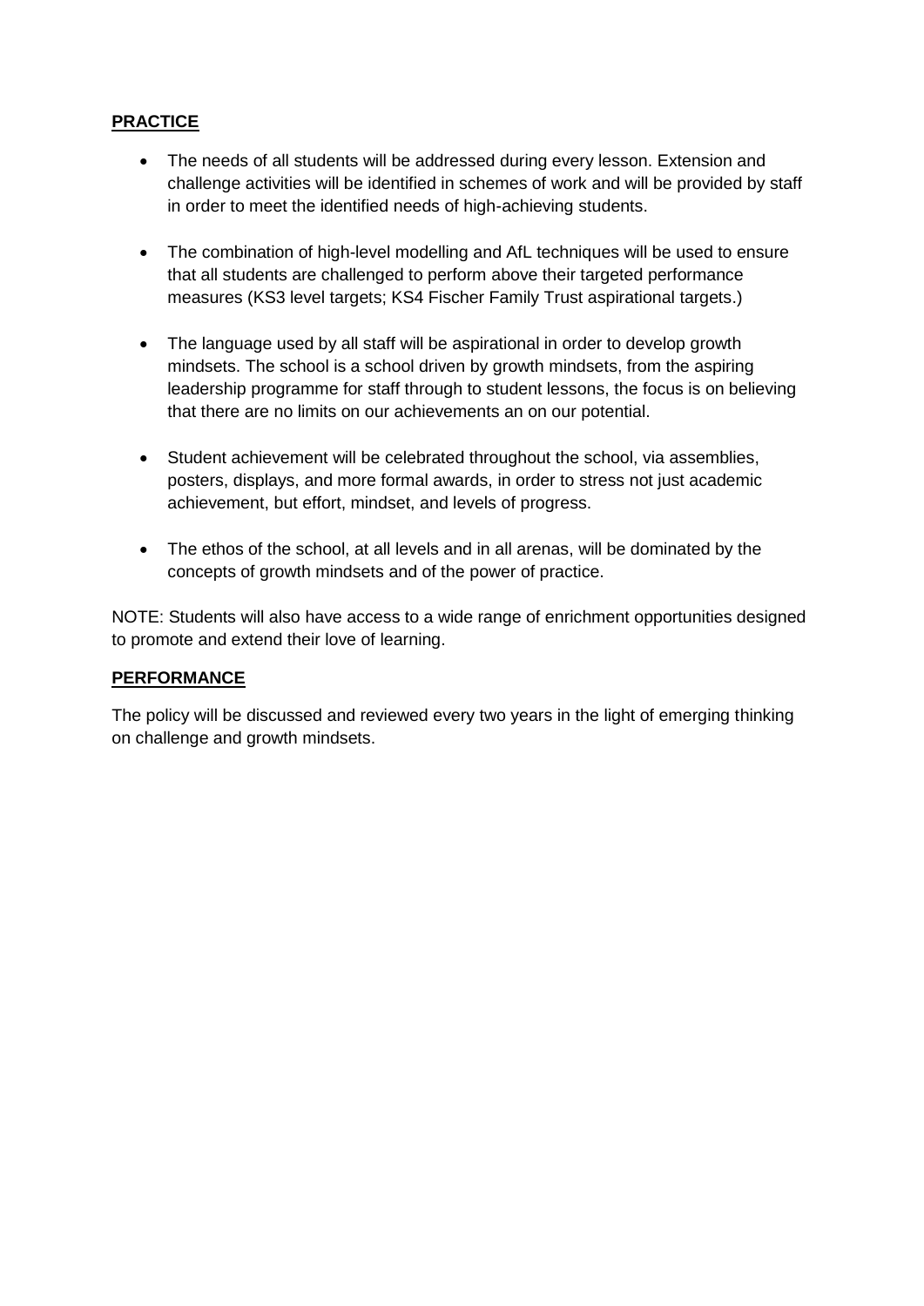**PRACTICE**

- The needs of all students will be addressed during every lesson. Extension and challenge activities will be identified in schemes of work and will be provided by staff in order to meet the identified needs of high-achieving students.

- The combination of high-level modelling and AfL techniques will be used to ensure that all students are challenged to perform above their targeted performance measures (KS3 level targets; KS4 Fischer Family Trust aspirational targets.)

- The language used by all staff will be aspirational in order to develop growth mindsets. The school is a school driven by growth mindsets, from the aspiring leadership programme for staff through to student lessons, the focus is on believing that there are no limits on our achievements an on our potential.

- Student achievement will be celebrated throughout the school, via assemblies, posters, displays, and more formal awards, in order to stress not just academic achievement, but effort, mindset, and levels of progress.

- The ethos of the school, at all levels and in all arenas, will be dominated by the concepts of growth mindsets and of the power of practice.

NOTE: Students will also have access to a wide range of enrichment opportunities designed to promote and extend their love of learning.

**PERFORMANCE**

The policy will be discussed and reviewed every two years in the light of emerging thinking on challenge and growth mindsets.